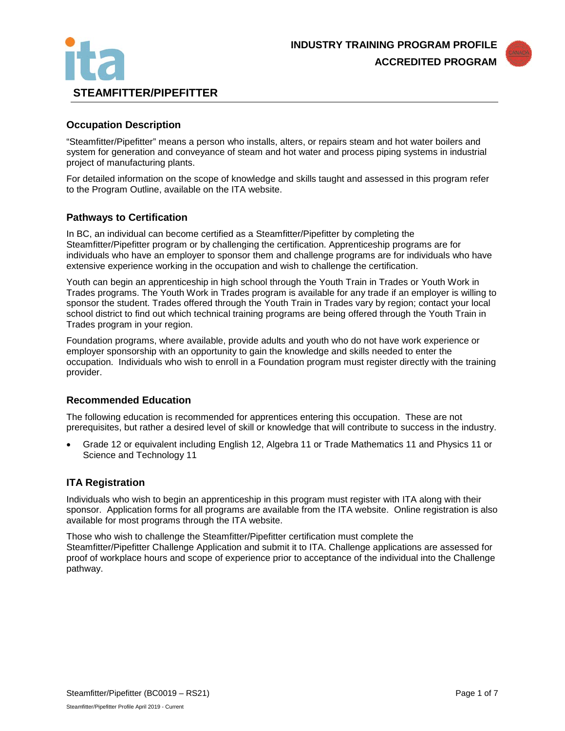INDUSTRY TRAINING PROGRAM PROFILE

ACCREDITED PROGRAM

# STEAMFITTER/PIPEFITTER

## Occupation Description

"Steamfitter/Pipefitter" means a person who installs, alters, or repairs steam and hot water boilers and system for generation and conveyance of steam and hot water and process piping systems in industrial project of manufacturing plants.

For detailed information on the scope of knowledge and skills taught and assessed in this program refer to the Program Outline, available on the ITA website.

## Pathways to Certification

In BC, an individual can become certified as a Steamfitter/Pipefitter by completing the Steamfitter/Pipefitter program or by challenging the certification. Apprenticeship programs are for individuals who have an employer to sponsor them and challenge programs are for individuals who have extensive experience working in the occupation and wish to challenge the certification.

Youth can begin an apprenticeship in high school through the Youth Train in Trades or Youth Work in Trades programs. The Youth Work in Trades program is available for any trade if an employer is willing to sponsor the student. Trades offered through the Youth Train in Trades vary by region; contact your local school district to find out which technical training programs are being offered through the Youth Train in Trades program in your region.

Foundation programs, where available, provide adults and youth who do not have work experience or employer sponsorship with an opportunity to gain the knowledge and skills needed to enter the occupation. Individuals who wish to enroll in a Foundation program must register directly with the training provider.

## Recommended Education

The following education is recommended for apprentices entering this occupation. These are not prerequisites, but rather a desired level of skill or knowledge that will contribute to success in the industry.

- Grade 12 or equivalent including English 12, Algebra 11 or Trade Mathematics 11 and Physics 11 or Science and Technology 11

## ITA Registration

Individuals who wish to begin an apprenticeship in this program must register with ITA along with their sponsor. Application forms for all programs are available from the ITA website. Online registration is also available for most programs through the ITA website.

Those who wish to challenge the Steamfitter/Pipefitter certification must complete the Steamfitter/Pipefitter Challenge Application and submit it to ITA. Challenge applications are assessed for proof of workplace hours and scope of experience prior to acceptance of the individual into the Challenge pathway.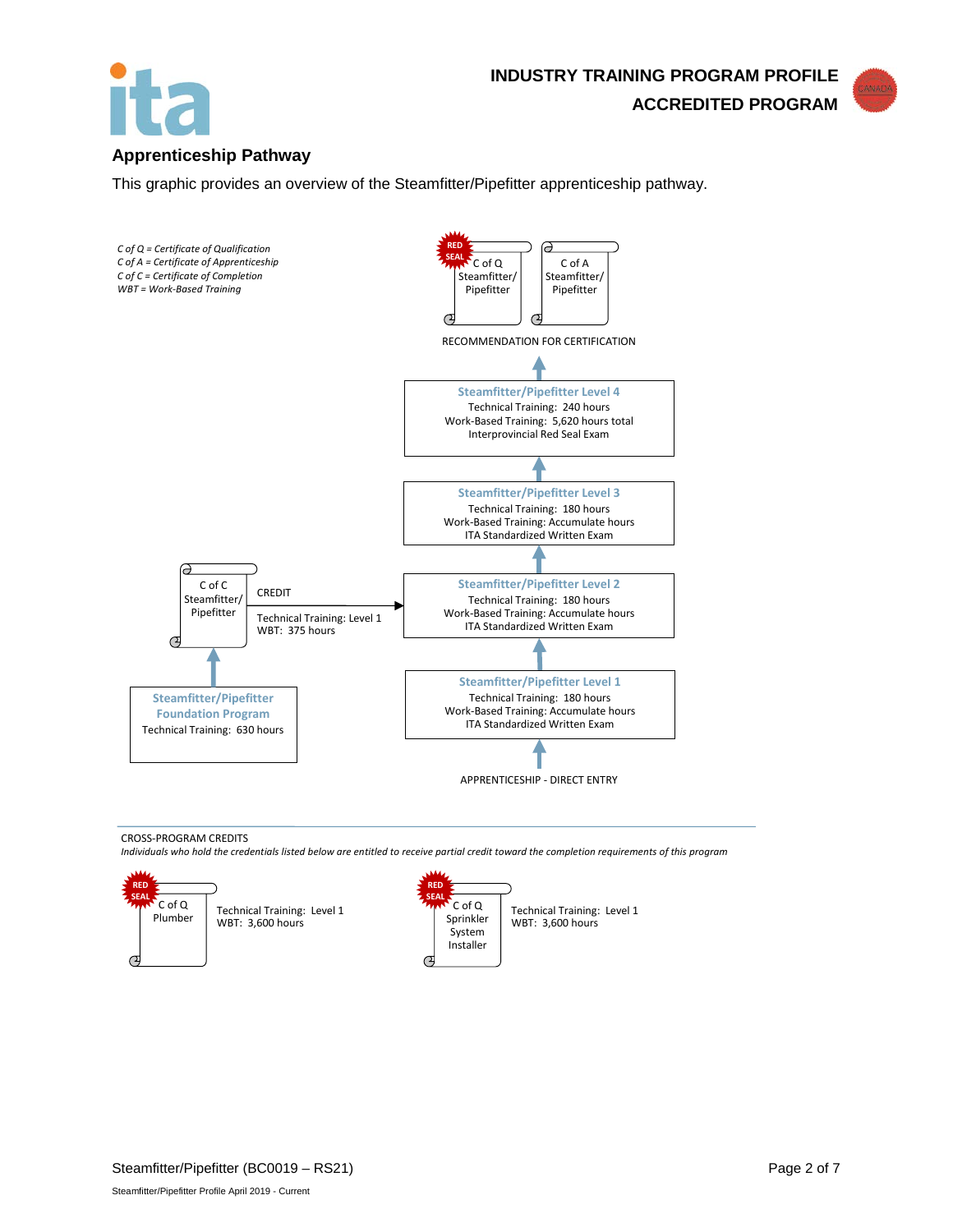## Apprenticeship Pathway

This graphic provides an overview of the Steamfitter/Pipefitter apprenticeship pathway.

*C of Q = Certificate of Qualification*
*C of A = Certificate of Apprenticeship*
*C of C = Certificate of Completion*
*WBT = Work-Based Training*

RED SEAL — C of Q Steamfitter/ Pipefitter

C of A Steamfitter/ Pipefitter

RECOMMENDATION FOR CERTIFICATION

**Steamfitter/Pipefitter Level 4**
Technical Training: 240 hours
Work-Based Training: 5,620 hours total
Interprovincial Red Seal Exam

**Steamfitter/Pipefitter Level 3**
Technical Training: 180 hours
Work-Based Training: Accumulate hours
ITA Standardized Written Exam

**Steamfitter/Pipefitter Level 2**
Technical Training: 180 hours
Work-Based Training: Accumulate hours
ITA Standardized Written Exam

**Steamfitter/Pipefitter Level 1**
Technical Training: 180 hours
Work-Based Training: Accumulate hours
ITA Standardized Written Exam

APPRENTICESHIP - DIRECT ENTRY

**Steamfitter/Pipefitter Foundation Program**
Technical Training: 630 hours

C of C Steamfitter/ Pipefitter

CREDIT
Technical Training: Level 1
WBT: 375 hours

CROSS-PROGRAM CREDITS

*Individuals who hold the credentials listed below are entitled to receive partial credit toward the completion requirements of this program*

RED SEAL — C of Q Plumber
Technical Training: Level 1
WBT: 3,600 hours

RED SEAL — C of Q Sprinkler System Installer
Technical Training: Level 1
WBT: 3,600 hours

Steamfitter/Pipefitter (BC0019 – RS21)

Steamfitter/Pipefitter Profile April 2019 - Current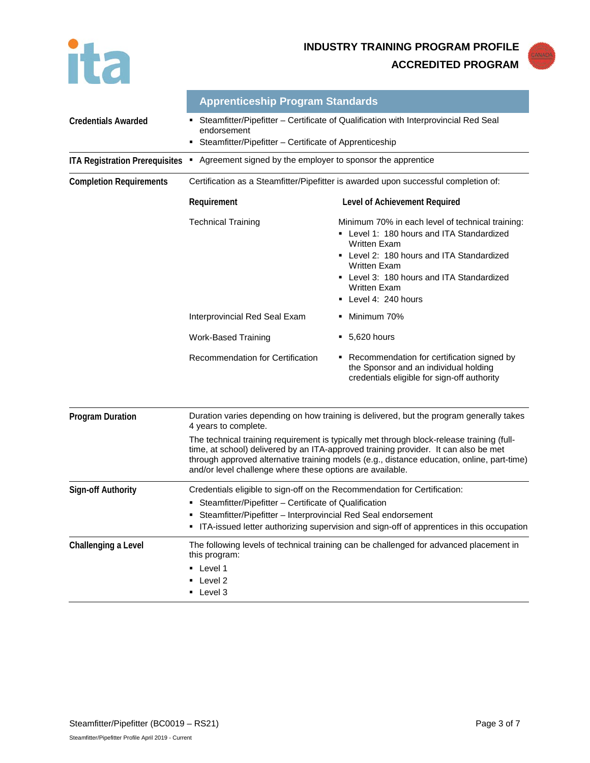**INDUSTRY TRAINING PROGRAM PROFILE**

**ACCREDITED PROGRAM**

## Apprenticeship Program Standards

**Credentials Awarded**

- Steamfitter/Pipefitter – Certificate of Qualification with Interprovincial Red Seal endorsement
- Steamfitter/Pipefitter – Certificate of Apprenticeship

**ITA Registration Prerequisites**

- Agreement signed by the employer to sponsor the apprentice

**Completion Requirements**

Certification as a Steamfitter/Pipefitter is awarded upon successful completion of:

| Requirement | Level of Achievement Required |
|---|---|
| Technical Training | Minimum 70% in each level of technical training:<br>▪ Level 1: 180 hours and ITA Standardized Written Exam<br>▪ Level 2: 180 hours and ITA Standardized Written Exam<br>▪ Level 3: 180 hours and ITA Standardized Written Exam<br>▪ Level 4: 240 hours |
| Interprovincial Red Seal Exam | ▪ Minimum 70% |
| Work-Based Training | ▪ 5,620 hours |
| Recommendation for Certification | ▪ Recommendation for certification signed by the Sponsor and an individual holding credentials eligible for sign-off authority |

**Program Duration**

Duration varies depending on how training is delivered, but the program generally takes 4 years to complete.

The technical training requirement is typically met through block-release training (full-time, at school) delivered by an ITA-approved training provider. It can also be met through approved alternative training models (e.g., distance education, online, part-time) and/or level challenge where these options are available.

**Sign-off Authority**

Credentials eligible to sign-off on the Recommendation for Certification:

- Steamfitter/Pipefitter – Certificate of Qualification
- Steamfitter/Pipefitter – Interprovincial Red Seal endorsement
- ITA-issued letter authorizing supervision and sign-off of apprentices in this occupation

**Challenging a Level**

The following levels of technical training can be challenged for advanced placement in this program:

- Level 1
- Level 2
- Level 3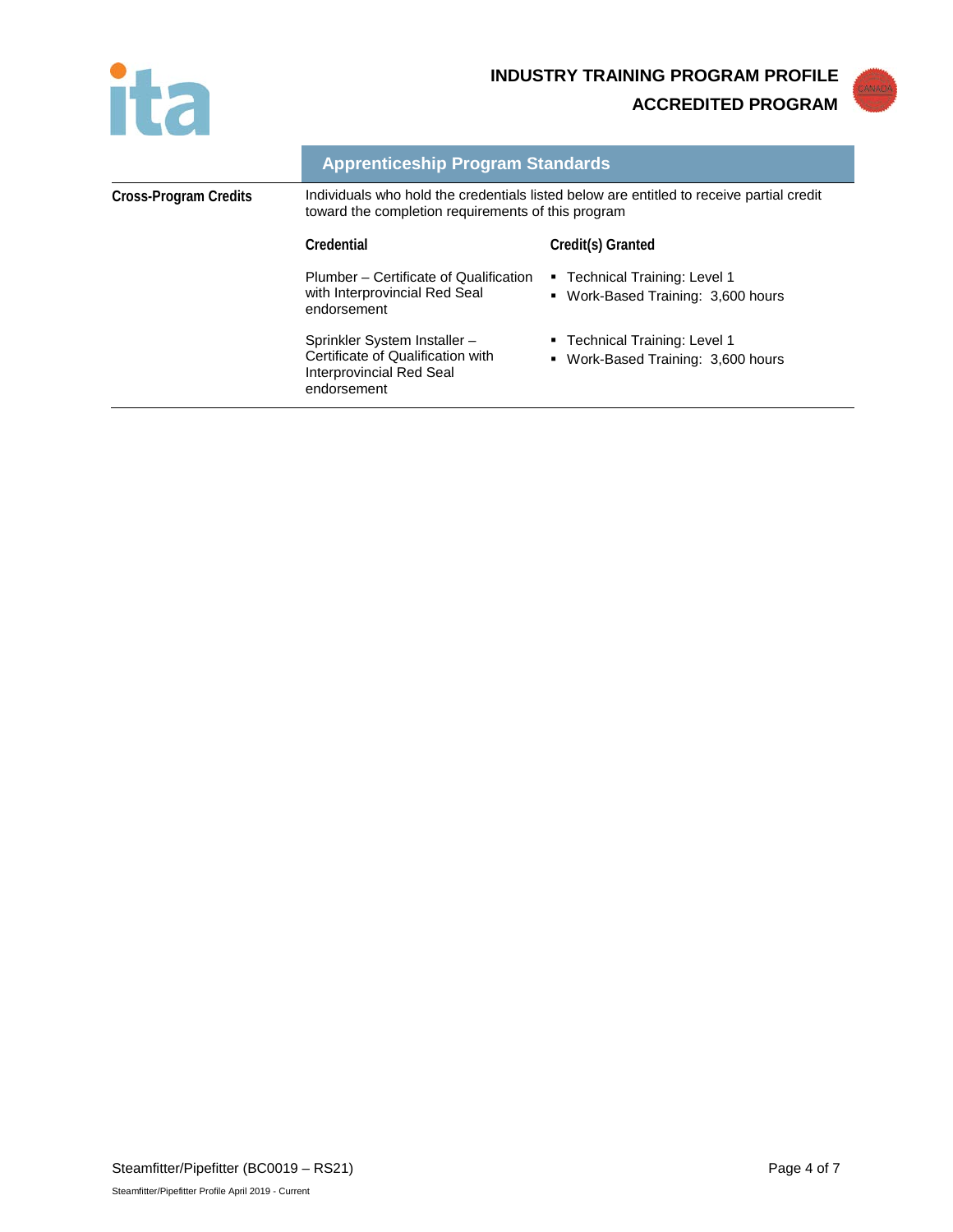## Apprenticeship Program Standards

**Cross-Program Credits**

Individuals who hold the credentials listed below are entitled to receive partial credit toward the completion requirements of this program

| Credential | Credit(s) Granted |
|---|---|
| Plumber – Certificate of Qualification with Interprovincial Red Seal endorsement | ▪ Technical Training: Level 1<br>▪ Work-Based Training: 3,600 hours |
| Sprinkler System Installer – Certificate of Qualification with Interprovincial Red Seal endorsement | ▪ Technical Training: Level 1<br>▪ Work-Based Training: 3,600 hours |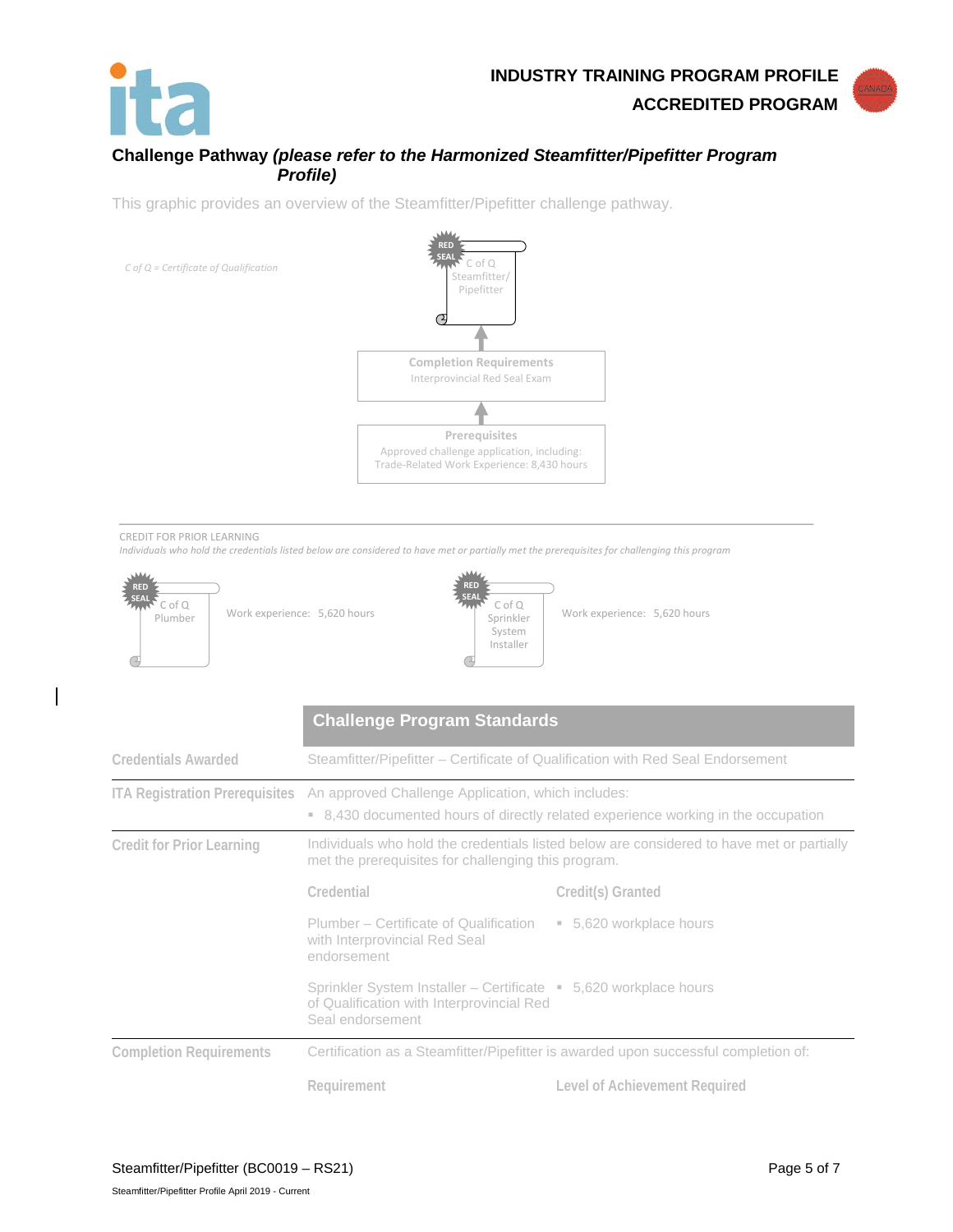## Challenge Pathway *(please refer to the Harmonized Steamfitter/Pipefitter Program Profile)*

This graphic provides an overview of the Steamfitter/Pipefitter challenge pathway.

*C of Q = Certificate of Qualification*

RED SEAL C of Q Steamfitter/ Pipefitter

↑

**Completion Requirements**
Interprovincial Red Seal Exam

↑

**Prerequisites**
Approved challenge application, including:
Trade-Related Work Experience: 8,430 hours

CREDIT FOR PRIOR LEARNING

*Individuals who hold the credentials listed below are considered to have met or partially met the prerequisites for challenging this program*

RED SEAL C of Q Plumber — Work experience: 5,620 hours

RED SEAL C of Q Sprinkler System Installer — Work experience: 5,620 hours

| | Challenge Program Standards | |
|---|---|---|
| **Credentials Awarded** | Steamfitter/Pipefitter – Certificate of Qualification with Red Seal Endorsement | |
| **ITA Registration Prerequisites** | An approved Challenge Application, which includes:<br>▪ 8,430 documented hours of directly related experience working in the occupation | |
| **Credit for Prior Learning** | Individuals who hold the credentials listed below are considered to have met or partially met the prerequisites for challenging this program. | |
| | **Credential** | **Credit(s) Granted** |
| | Plumber – Certificate of Qualification with Interprovincial Red Seal endorsement | ▪ 5,620 workplace hours |
| | Sprinkler System Installer – Certificate of Qualification with Interprovincial Red Seal endorsement | ▪ 5,620 workplace hours |
| **Completion Requirements** | Certification as a Steamfitter/Pipefitter is awarded upon successful completion of: | |
| | **Requirement** | **Level of Achievement Required** |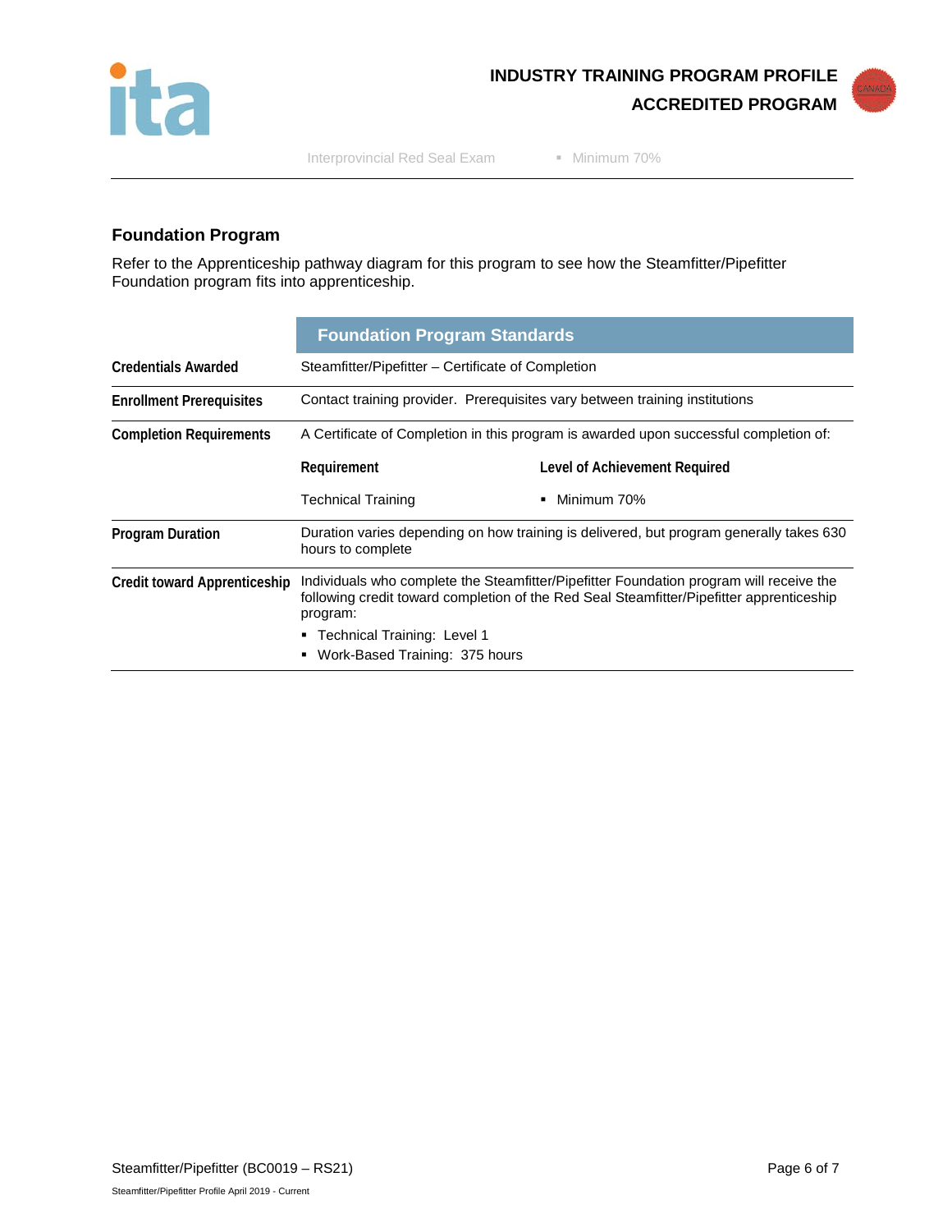| Interprovincial Red Seal Exam | ▪ Minimum 70% |
| --- | --- |

## Foundation Program

Refer to the Apprenticeship pathway diagram for this program to see how the Steamfitter/Pipefitter Foundation program fits into apprenticeship.

| | Foundation Program Standards | |
| --- | --- | --- |
| **Credentials Awarded** | Steamfitter/Pipefitter – Certificate of Completion | |
| **Enrollment Prerequisites** | Contact training provider. Prerequisites vary between training institutions | |
| **Completion Requirements** | A Certificate of Completion in this program is awarded upon successful completion of: | |
| | **Requirement** | **Level of Achievement Required** |
| | Technical Training | ▪ Minimum 70% |
| **Program Duration** | Duration varies depending on how training is delivered, but program generally takes 630 hours to complete | |
| **Credit toward Apprenticeship** | Individuals who complete the Steamfitter/Pipefitter Foundation program will receive the following credit toward completion of the Red Seal Steamfitter/Pipefitter apprenticeship program:<br>▪ Technical Training: Level 1<br>▪ Work-Based Training: 375 hours | |

Steamfitter/Pipefitter (BC0019 – RS21)

Steamfitter/Pipefitter Profile April 2019 - Current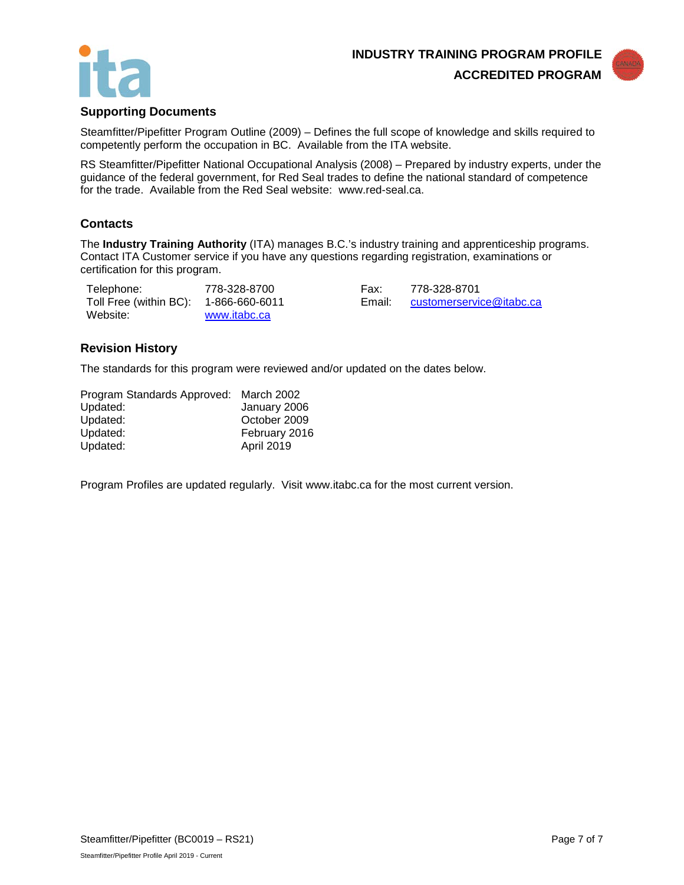## Supporting Documents

Steamfitter/Pipefitter Program Outline (2009) – Defines the full scope of knowledge and skills required to competently perform the occupation in BC. Available from the ITA website.

RS Steamfitter/Pipefitter National Occupational Analysis (2008) – Prepared by industry experts, under the guidance of the federal government, for Red Seal trades to define the national standard of competence for the trade. Available from the Red Seal website: www.red-seal.ca.

## Contacts

The **Industry Training Authority** (ITA) manages B.C.'s industry training and apprenticeship programs. Contact ITA Customer service if you have any questions regarding registration, examinations or certification for this program.

| | | | |
|---|---|---|---|
| Telephone: | 778-328-8700 | Fax: | 778-328-8701 |
| Toll Free (within BC): | 1-866-660-6011 | Email: | customerservice@itabc.ca |
| Website: | www.itabc.ca | | |

## Revision History

The standards for this program were reviewed and/or updated on the dates below.

| | |
|---|---|
| Program Standards Approved: | March 2002 |
| Updated: | January 2006 |
| Updated: | October 2009 |
| Updated: | February 2016 |
| Updated: | April 2019 |

Program Profiles are updated regularly. Visit www.itabc.ca for the most current version.